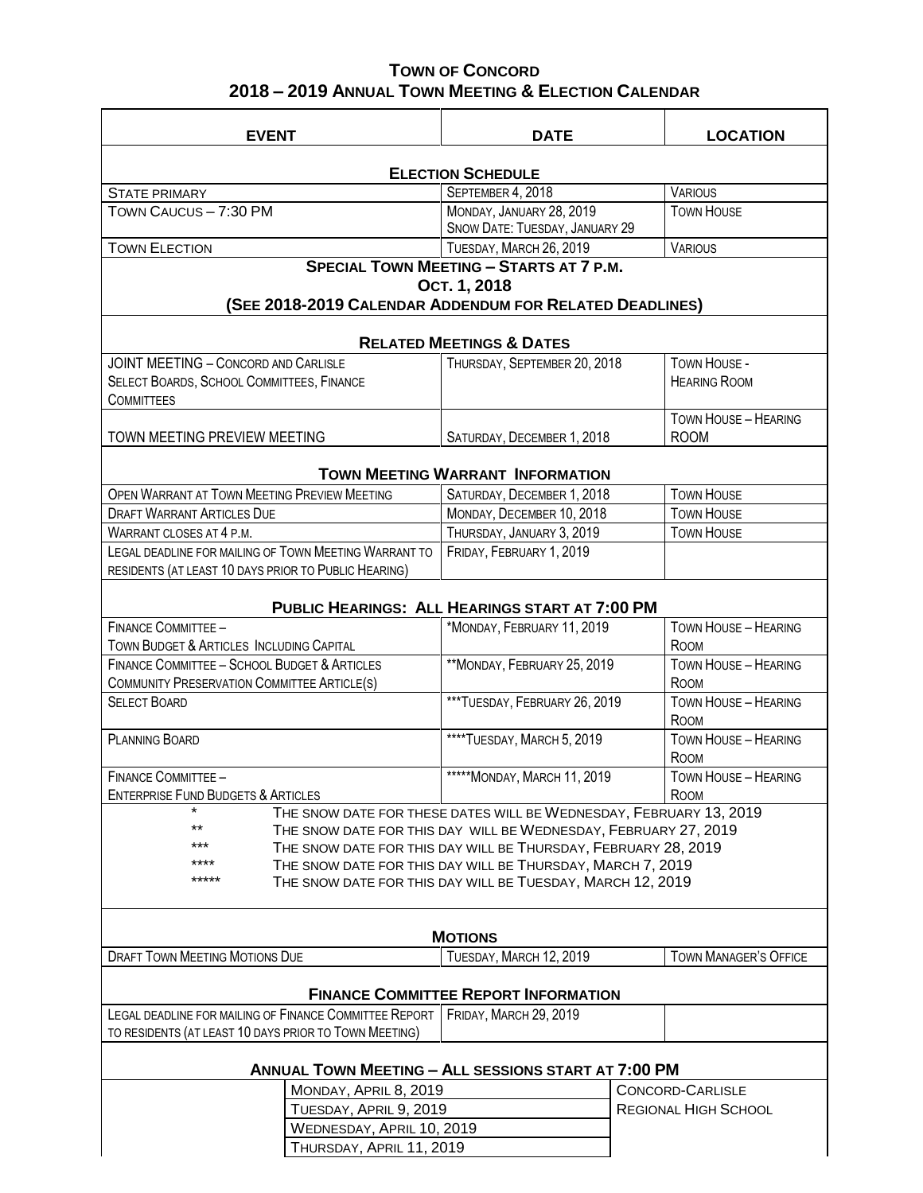# Town of Concord
## 2018 – 2019 Annual Town Meeting & Election Calendar

| EVENT | DATE | LOCATION |
|---|---|---|
| **ELECTION SCHEDULE** | | |
| State primary | September 4, 2018 | Various |
| Town Caucus – 7:30 PM | Monday, January 28, 2019<br>Snow Date: Tuesday, January 29 | Town House |
| Town Election | Tuesday, March 26, 2019 | Various |
| **SPECIAL TOWN MEETING – STARTS AT 7 P.M.**<br>**OCT. 1, 2018**<br>**(SEE 2018-2019 CALENDAR ADDENDUM FOR RELATED DEADLINES)** | | |
| **RELATED MEETINGS & DATES** | | |
| JOINT MEETING – Concord and Carlisle Select Boards, School Committees, Finance Committees | Thursday, September 20, 2018 | Town House - Hearing Room |
| TOWN MEETING PREVIEW MEETING | Saturday, December 1, 2018 | Town House – Hearing Room |
| **TOWN MEETING WARRANT INFORMATION** | | |
| Open Warrant at Town Meeting Preview Meeting | Saturday, December 1, 2018 | Town House |
| Draft Warrant Articles Due | Monday, December 10, 2018 | Town House |
| Warrant closes at 4 p.m. | Thursday, January 3, 2019 | Town House |
| Legal deadline for mailing of Town Meeting Warrant to residents (at least 10 days prior to Public Hearing) | Friday, February 1, 2019 | |
| **PUBLIC HEARINGS: ALL HEARINGS START AT 7:00 PM** | | |
| Finance Committee – Town Budget & Articles Including Capital | *Monday, February 11, 2019 | Town House – Hearing Room |
| Finance Committee – School Budget & Articles Community Preservation Committee Article(s) | **Monday, February 25, 2019 | Town House – Hearing Room |
| Select Board | ***Tuesday, February 26, 2019 | Town House – Hearing Room |
| Planning Board | ****Tuesday, March 5, 2019 | Town House – Hearing Room |
| Finance Committee – Enterprise Fund Budgets & Articles | *****Monday, March 11, 2019 | Town House – Hearing Room |

\* The snow date for these dates will be Wednesday, February 13, 2019  
\*\* The snow date for this day will be Wednesday, February 27, 2019  
\*\*\* The snow date for this day will be Thursday, February 28, 2019  
\*\*\*\* The snow date for this day will be Thursday, March 7, 2019  
\*\*\*\*\* The snow date for this day will be Tuesday, March 12, 2019

| EVENT | DATE | LOCATION |
|---|---|---|
| **MOTIONS** | | |
| Draft Town Meeting Motions Due | Tuesday, March 12, 2019 | Town Manager's Office |
| **FINANCE COMMITTEE REPORT INFORMATION** | | |
| Legal deadline for mailing of Finance Committee Report to residents (at least 10 days prior to Town Meeting) | Friday, March 29, 2019 | |
| **ANNUAL TOWN MEETING – ALL SESSIONS START AT 7:00 PM** | | |
| | Monday, April 8, 2019 | Concord-Carlisle Regional High School |
| | Tuesday, April 9, 2019 | |
| | Wednesday, April 10, 2019 | |
| | Thursday, April 11, 2019 | |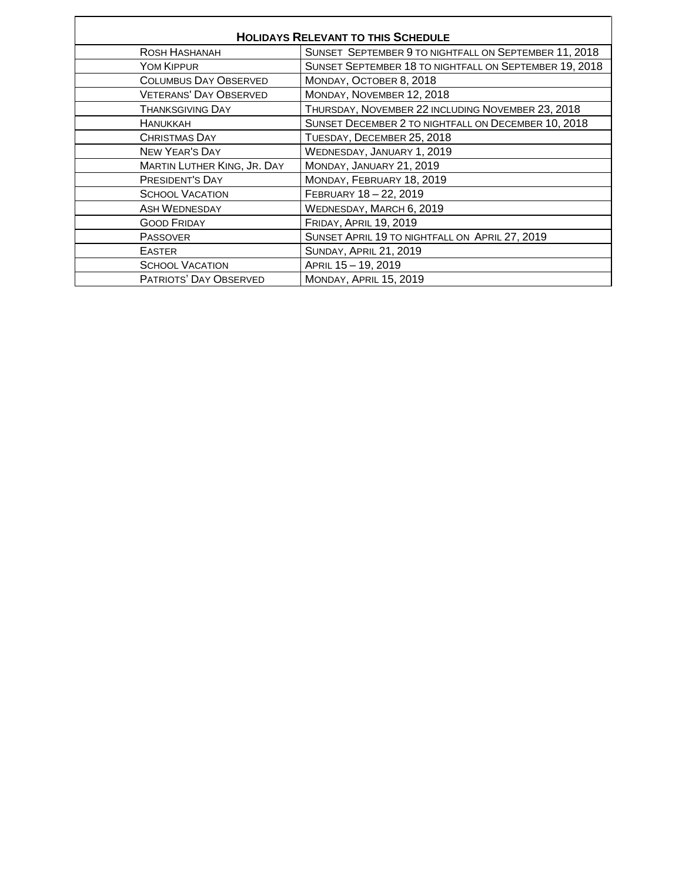| Holidays Relevant to this Schedule | |
| --- | --- |
| Rosh Hashanah | Sunset September 9 to nightfall on September 11, 2018 |
| Yom Kippur | Sunset September 18 to nightfall on September 19, 2018 |
| Columbus Day Observed | Monday, October 8, 2018 |
| Veterans' Day Observed | Monday, November 12, 2018 |
| Thanksgiving Day | Thursday, November 22 including November 23, 2018 |
| Hanukkah | Sunset December 2 to nightfall on December 10, 2018 |
| Christmas Day | Tuesday, December 25, 2018 |
| New Year's Day | Wednesday, January 1, 2019 |
| Martin Luther King, Jr. Day | Monday, January 21, 2019 |
| President's Day | Monday, February 18, 2019 |
| School Vacation | February 18 – 22, 2019 |
| Ash Wednesday | Wednesday, March 6, 2019 |
| Good Friday | Friday, April 19, 2019 |
| Passover | Sunset April 19 to nightfall on April 27, 2019 |
| Easter | Sunday, April 21, 2019 |
| School Vacation | April 15 – 19, 2019 |
| Patriots' Day Observed | Monday, April 15, 2019 |